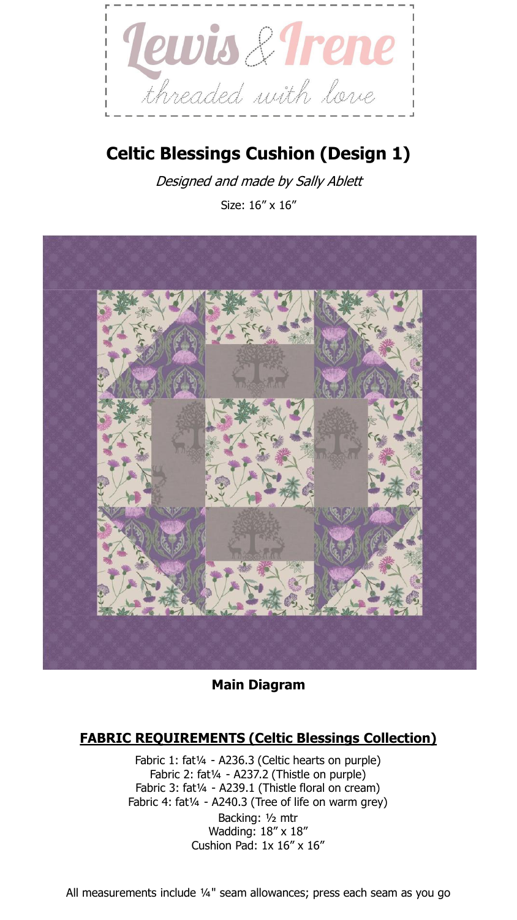Lewis & Irene

*threaded with love*

# Celtic Blessings Cushion (Design 1)

*Designed and made by Sally Ablett*

Size: 16″ x 16″

**Main Diagram**

## FABRIC REQUIREMENTS (Celtic Blessings Collection)

Fabric 1: fat¼ - A236.3 (Celtic hearts on purple)
Fabric 2: fat¼ - A237.2 (Thistle on purple)
Fabric 3: fat¼ - A239.1 (Thistle floral on cream)
Fabric 4: fat¼ - A240.3 (Tree of life on warm grey)
Backing: ½ mtr
Wadding: 18″ x 18″
Cushion Pad: 1x 16″ x 16″

All measurements include ¼" seam allowances; press each seam as you go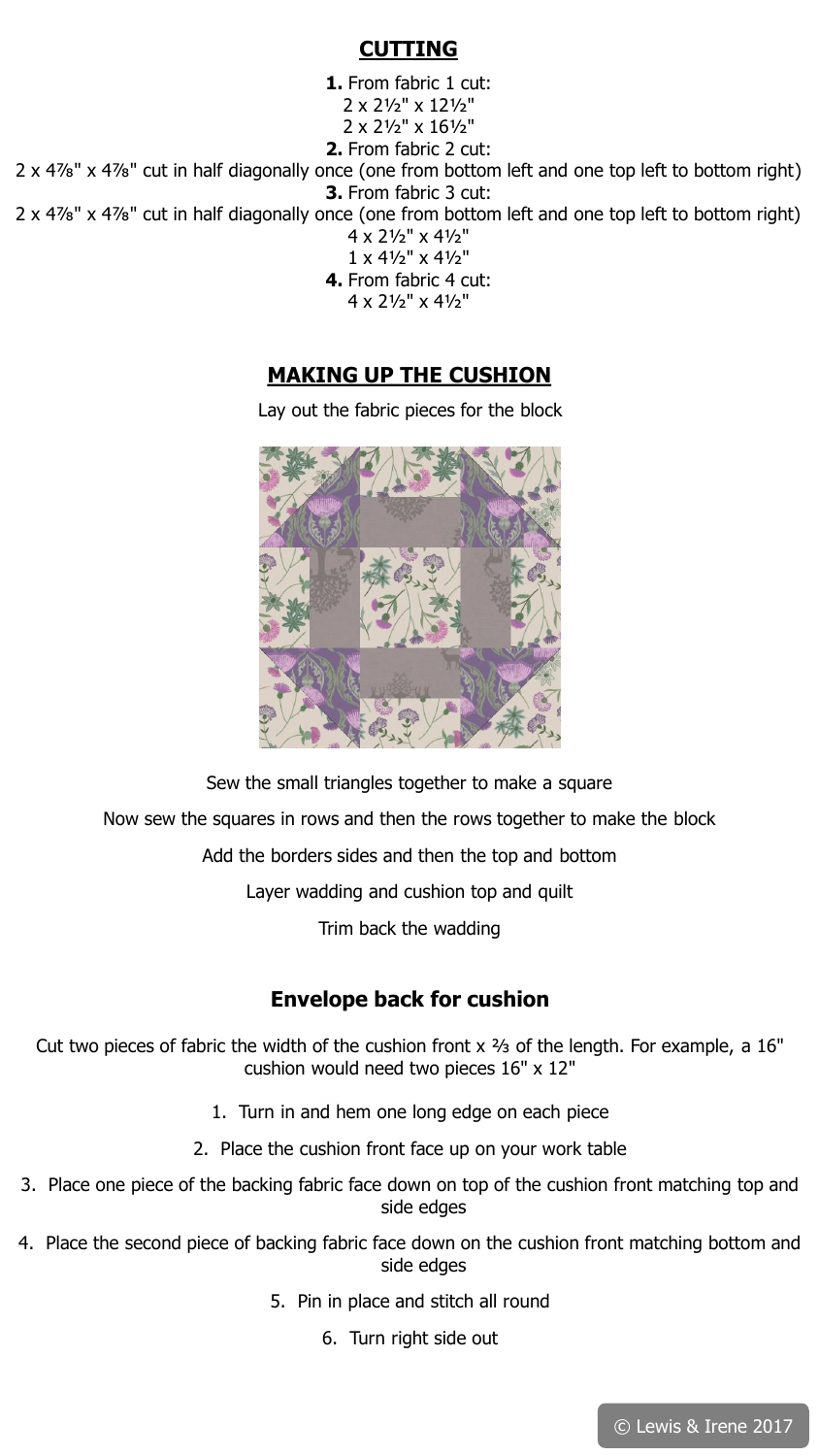## CUTTING

**1.** From fabric 1 cut:
2 x 2½" x 12½"
2 x 2½" x 16½"

**2.** From fabric 2 cut:
2 x 4⅞" x 4⅞" cut in half diagonally once (one from bottom left and one top left to bottom right)

**3.** From fabric 3 cut:
2 x 4⅞" x 4⅞" cut in half diagonally once (one from bottom left and one top left to bottom right)
4 x 2½" x 4½"
1 x 4½" x 4½"

**4.** From fabric 4 cut:
4 x 2½" x 4½"

## MAKING UP THE CUSHION

Lay out the fabric pieces for the block

Sew the small triangles together to make a square

Now sew the squares in rows and then the rows together to make the block

Add the borders sides and then the top and bottom

Layer wadding and cushion top and quilt

Trim back the wadding

### Envelope back for cushion

Cut two pieces of fabric the width of the cushion front x ⅔ of the length. For example, a 16" cushion would need two pieces 16" x 12"

1. Turn in and hem one long edge on each piece
2. Place the cushion front face up on your work table
3. Place one piece of the backing fabric face down on top of the cushion front matching top and side edges
4. Place the second piece of backing fabric face down on the cushion front matching bottom and side edges
5. Pin in place and stitch all round
6. Turn right side out

© Lewis & Irene 2017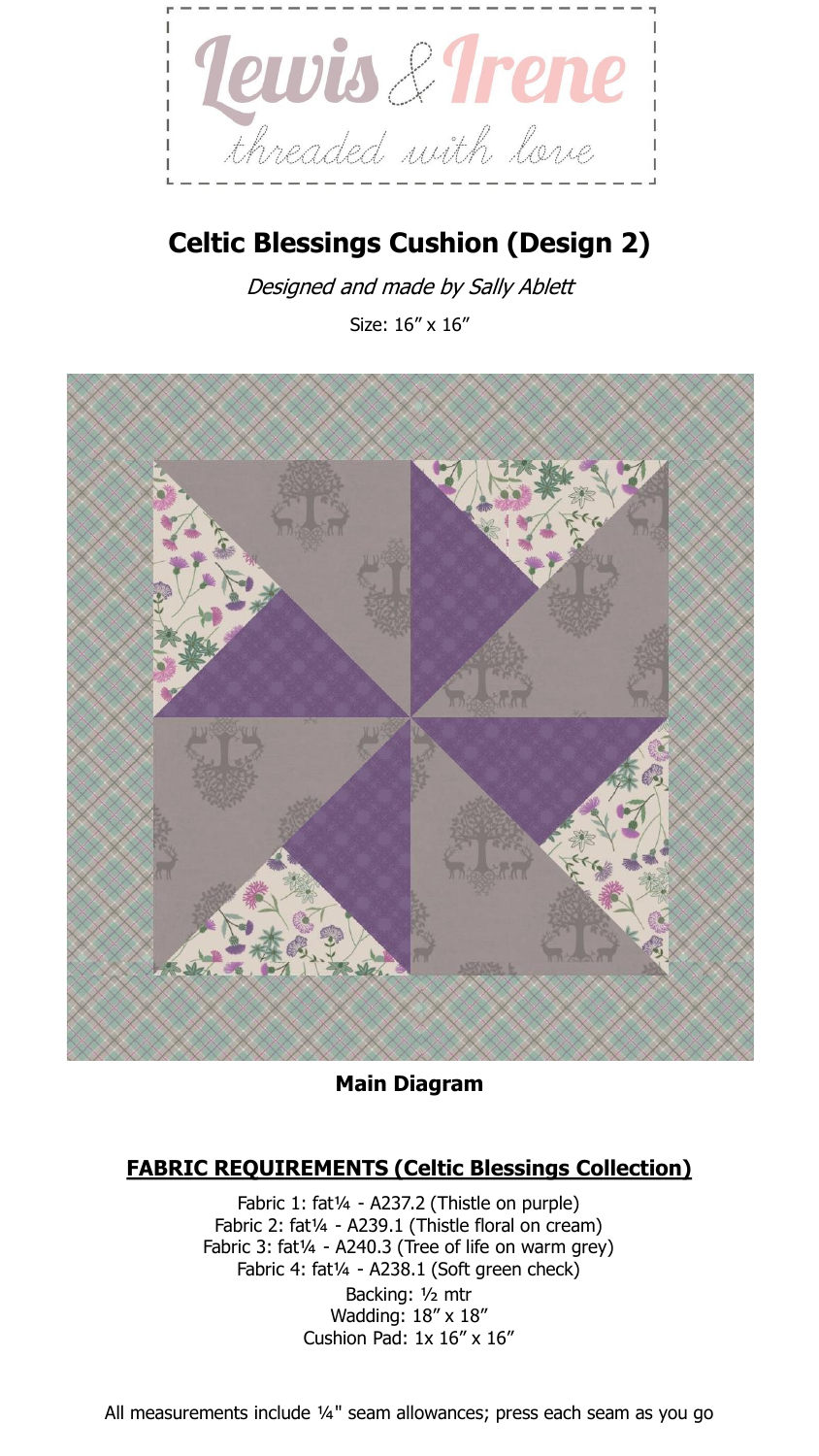# Celtic Blessings Cushion (Design 2)

*Designed and made by Sally Ablett*

Size: 16″ x 16″

**Main Diagram**

## FABRIC REQUIREMENTS (Celtic Blessings Collection)

Fabric 1: fat¼ - A237.2 (Thistle on purple)
Fabric 2: fat¼ - A239.1 (Thistle floral on cream)
Fabric 3: fat¼ - A240.3 (Tree of life on warm grey)
Fabric 4: fat¼ - A238.1 (Soft green check)
Backing: ½ mtr
Wadding: 18″ x 18″
Cushion Pad: 1x 16″ x 16″

All measurements include ¼" seam allowances; press each seam as you go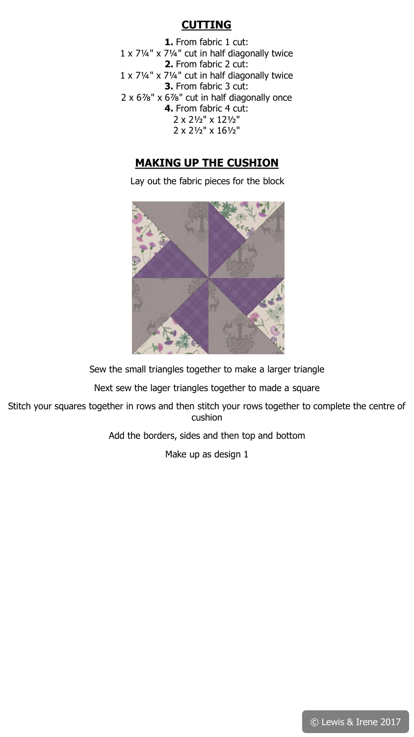## CUTTING

**1.** From fabric 1 cut:
1 x 7¼" x 7¼" cut in half diagonally twice

**2.** From fabric 2 cut:
1 x 7¼" x 7¼" cut in half diagonally twice

**3.** From fabric 3 cut:
2 x 6⅞" x 6⅞" cut in half diagonally once

**4.** From fabric 4 cut:
2 x 2½" x 12½"
2 x 2½" x 16½"

## MAKING UP THE CUSHION

Lay out the fabric pieces for the block

Sew the small triangles together to make a larger triangle

Next sew the lager triangles together to made a square

Stitch your squares together in rows and then stitch your rows together to complete the centre of cushion

Add the borders, sides and then top and bottom

Make up as design 1

© Lewis & Irene 2017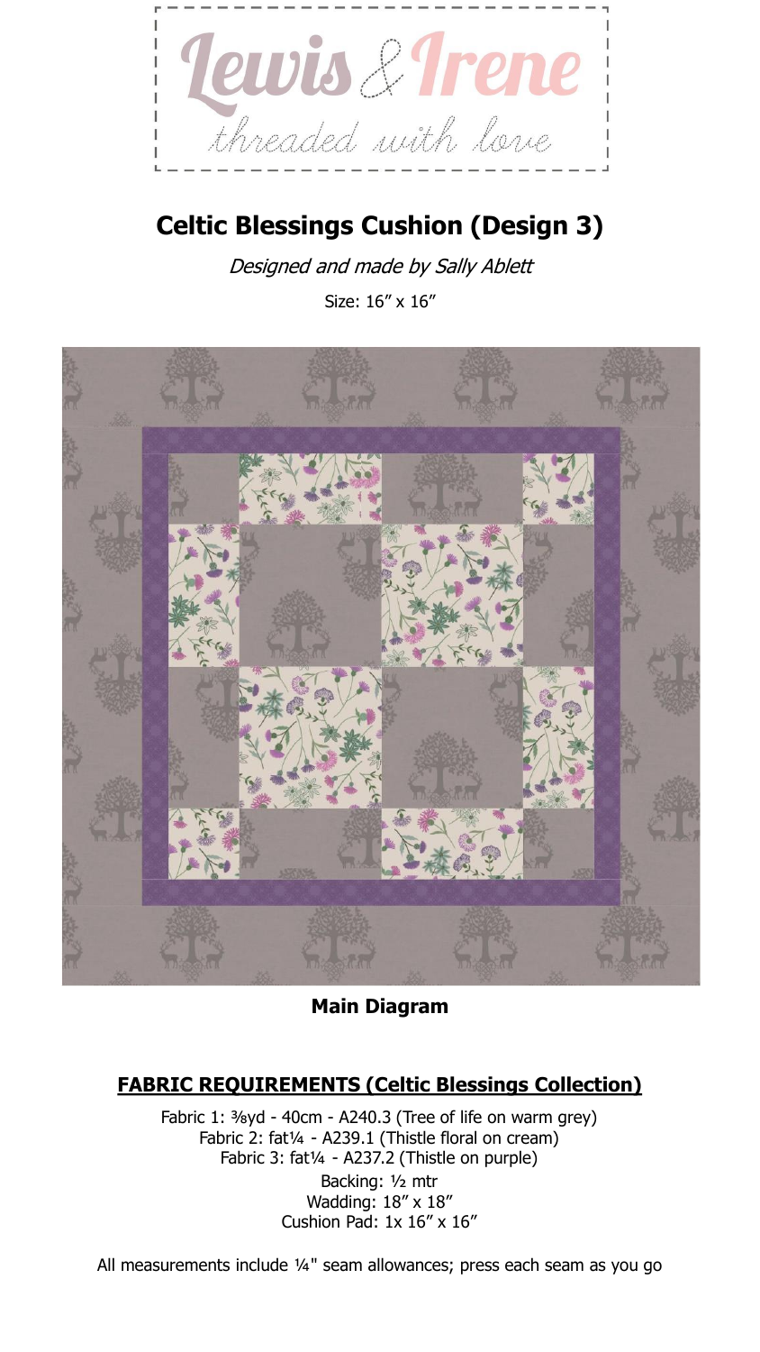Lewis & Irene

threaded with love

# Celtic Blessings Cushion (Design 3)

*Designed and made by Sally Ablett*

Size: 16″ x 16″

**Main Diagram**

## FABRIC REQUIREMENTS (Celtic Blessings Collection)

Fabric 1: ⅜yd - 40cm - A240.3 (Tree of life on warm grey)
Fabric 2: fat¼ - A239.1 (Thistle floral on cream)
Fabric 3: fat¼ - A237.2 (Thistle on purple)
Backing: ½ mtr
Wadding: 18″ x 18″
Cushion Pad: 1x 16″ x 16″

All measurements include ¼" seam allowances; press each seam as you go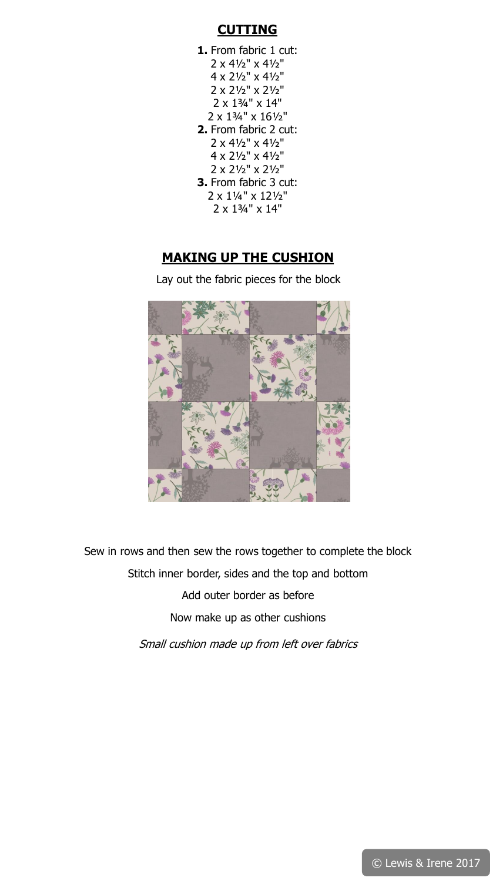## CUTTING

**1.** From fabric 1 cut:
2 x 4½" x 4½"
4 x 2½" x 4½"
2 x 2½" x 2½"
2 x 1¾" x 14"
2 x 1¾" x 16½"

**2.** From fabric 2 cut:
2 x 4½" x 4½"
4 x 2½" x 4½"
2 x 2½" x 2½"

**3.** From fabric 3 cut:
2 x 1¼" x 12½"
2 x 1¾" x 14"

## MAKING UP THE CUSHION

Lay out the fabric pieces for the block

Sew in rows and then sew the rows together to complete the block

Stitch inner border, sides and the top and bottom

Add outer border as before

Now make up as other cushions

*Small cushion made up from left over fabrics*

© Lewis & Irene 2017